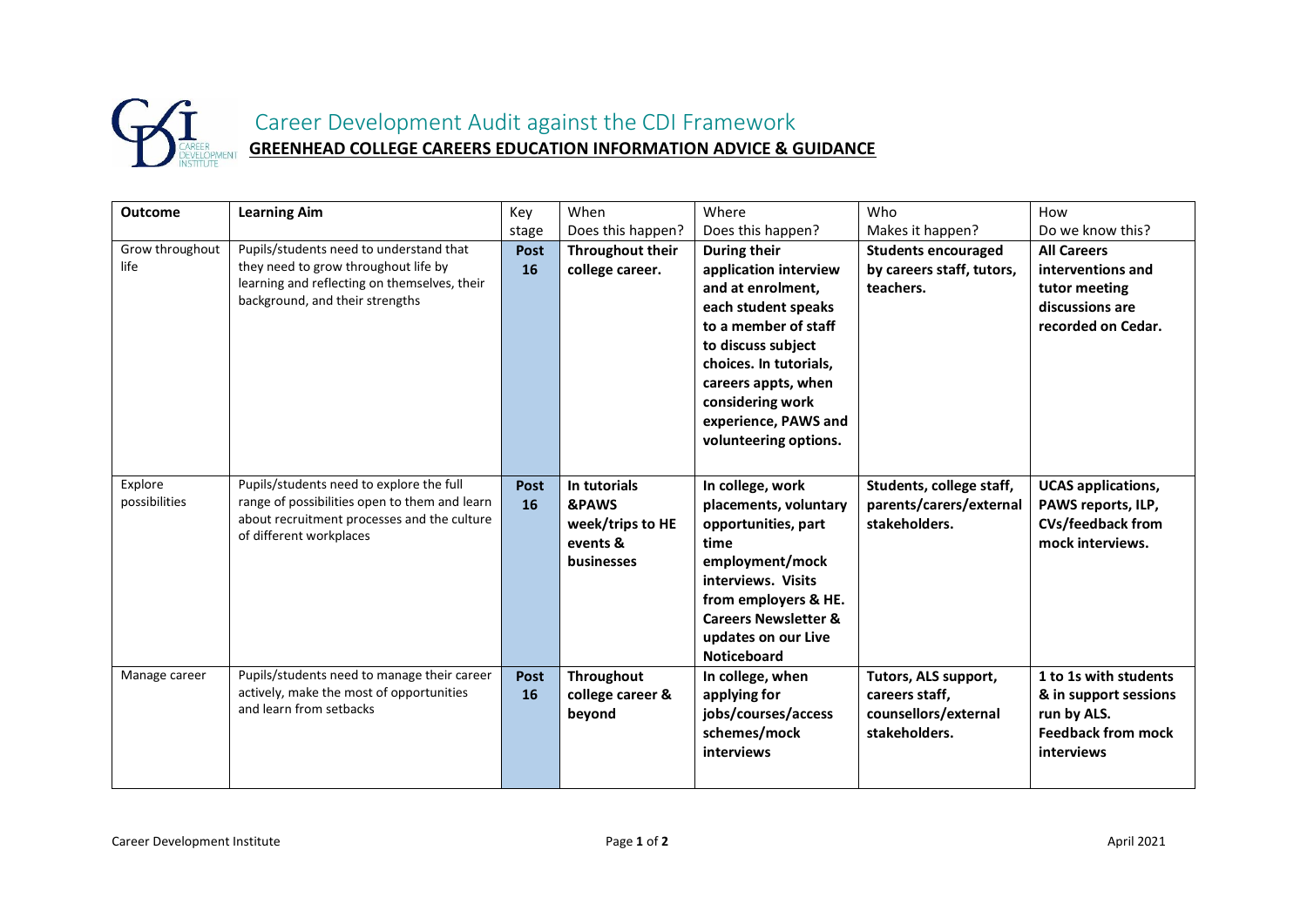# Career Development Audit against the CDI Framework

## GREENHEAD COLLEGE CAREERS EDUCATION INFORMATION ADVICE & GUIDANCE

| Outcome | Learning Aim | Key stage | When Does this happen? | Where Does this happen? | Who Makes it happen? | How Do we know this? |
|---|---|---|---|---|---|---|
| Grow throughout life | Pupils/students need to understand that they need to grow throughout life by learning and reflecting on themselves, their background, and their strengths | **Post 16** | **Throughout their college career.** | **During their application interview and at enrolment, each student speaks to a member of staff to discuss subject choices. In tutorials, careers appts, when considering work experience, PAWS and volunteering options.** | **Students encouraged by careers staff, tutors, teachers.** | **All Careers interventions and tutor meeting discussions are recorded on Cedar.** |
| Explore possibilities | Pupils/students need to explore the full range of possibilities open to them and learn about recruitment processes and the culture of different workplaces | **Post 16** | **In tutorials &PAWS week/trips to HE events & businesses** | **In college, work placements, voluntary opportunities, part time employment/mock interviews. Visits from employers & HE. Careers Newsletter & updates on our Live Noticeboard** | **Students, college staff, parents/carers/external stakeholders.** | **UCAS applications, PAWS reports, ILP, CVs/feedback from mock interviews.** |
| Manage career | Pupils/students need to manage their career actively, make the most of opportunities and learn from setbacks | **Post 16** | **Throughout college career & beyond** | **In college, when applying for jobs/courses/access schemes/mock interviews** | **Tutors, ALS support, careers staff, counsellors/external stakeholders.** | **1 to 1s with students & in support sessions run by ALS. Feedback from mock interviews** |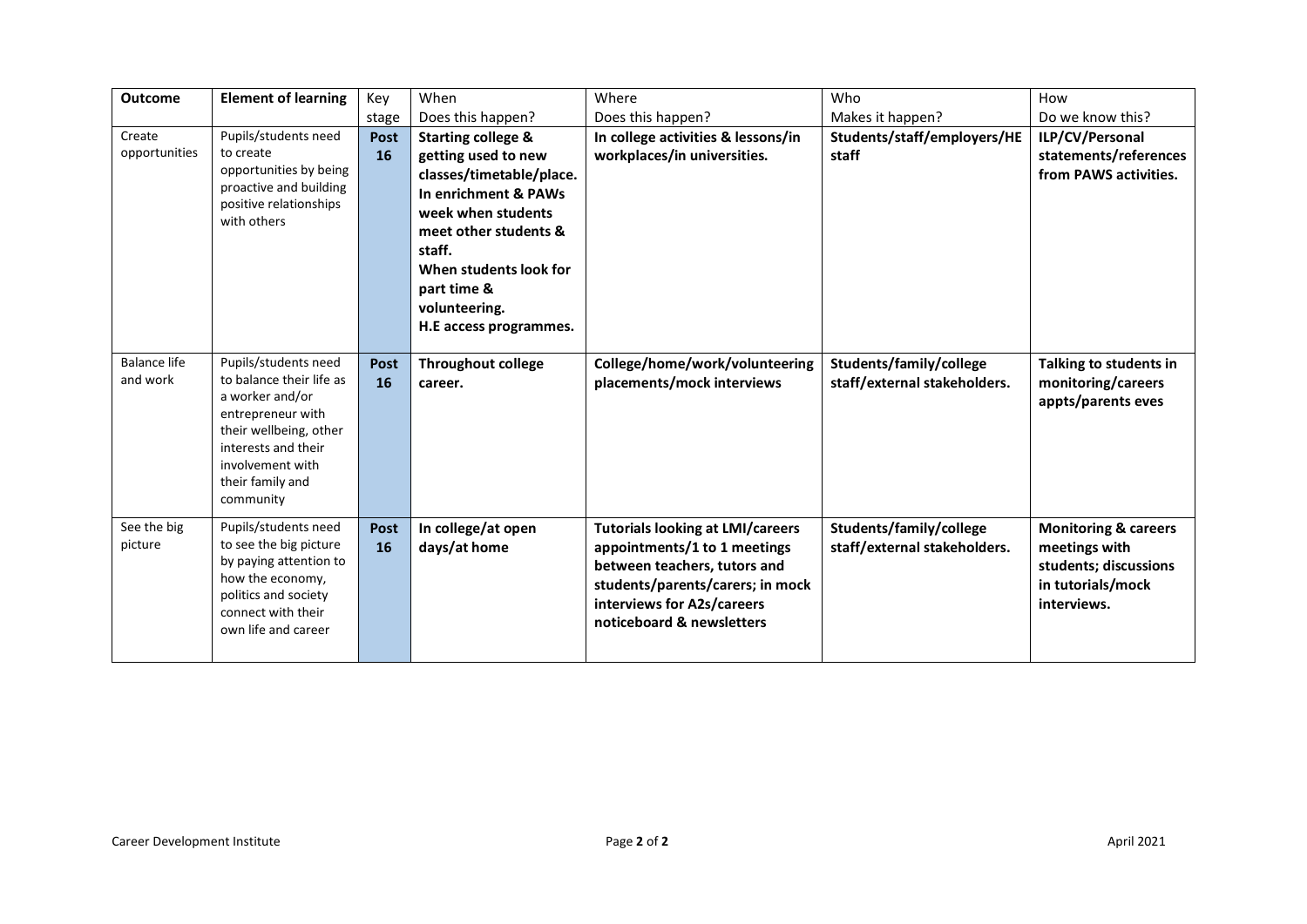| **Outcome** | **Element of learning** | Key stage | When Does this happen? | Where Does this happen? | Who Makes it happen? | How Do we know this? |
|---|---|---|---|---|---|---|
| Create opportunities | Pupils/students need to create opportunities by being proactive and building positive relationships with others | **Post 16** | **Starting college & getting used to new classes/timetable/place. In enrichment & PAWs week when students meet other students & staff. When students look for part time & volunteering. H.E access programmes.** | **In college activities & lessons/in workplaces/in universities.** | **Students/staff/employers/HE staff** | **ILP/CV/Personal statements/references from PAWS activities.** |
| Balance life and work | Pupils/students need to balance their life as a worker and/or entrepreneur with their wellbeing, other interests and their involvement with their family and community | **Post 16** | **Throughout college career.** | **College/home/work/volunteering placements/mock interviews** | **Students/family/college staff/external stakeholders.** | **Talking to students in monitoring/careers appts/parents eves** |
| See the big picture | Pupils/students need to see the big picture by paying attention to how the economy, politics and society connect with their own life and career | **Post 16** | **In college/at open days/at home** | **Tutorials looking at LMI/careers appointments/1 to 1 meetings between teachers, tutors and students/parents/carers; in mock interviews for A2s/careers noticeboard & newsletters** | **Students/family/college staff/external stakeholders.** | **Monitoring & careers meetings with students; discussions in tutorials/mock interviews.** |

Career Development Institute

April 2021